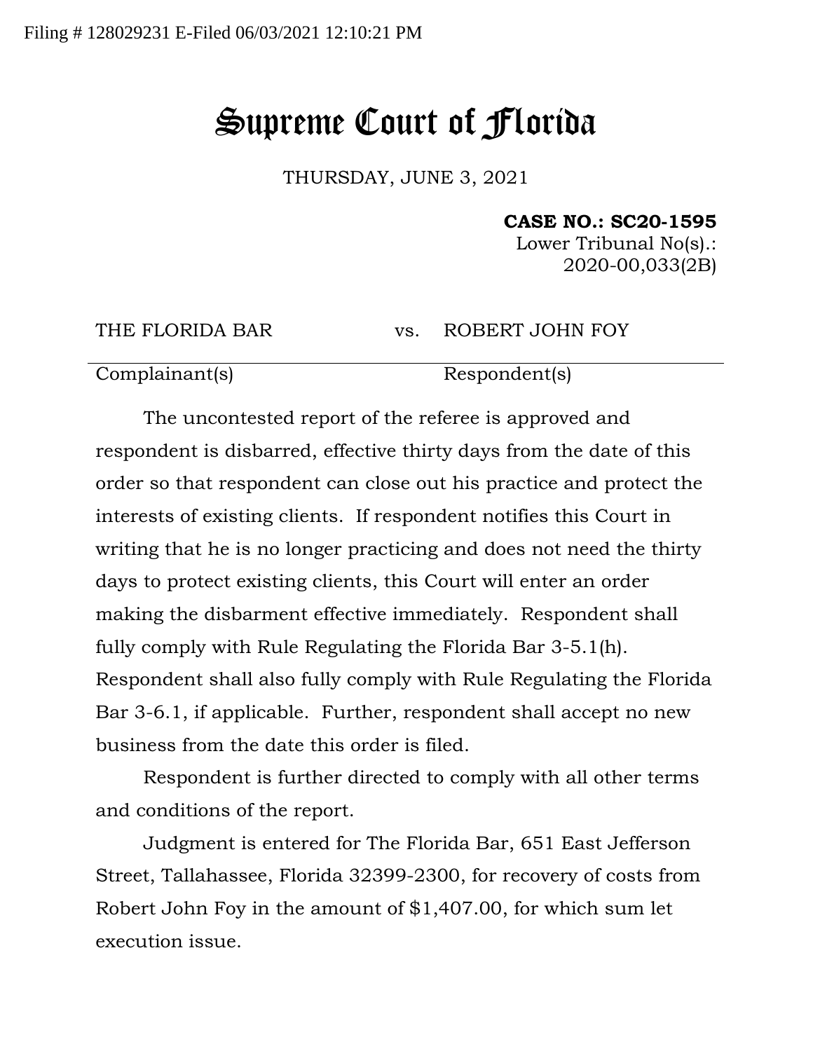Filing # 128029231 E-Filed 06/03/2021 12:10:21 PM

# Supreme Court of Florida

THURSDAY, JUNE 3, 2021

**CASE NO.: SC20-1595**
Lower Tribunal No(s).:
2020-00,033(2B)

| THE FLORIDA BAR | vs. | ROBERT JOHN FOY |
|---|---|---|
| Complainant(s) | | Respondent(s) |

The uncontested report of the referee is approved and respondent is disbarred, effective thirty days from the date of this order so that respondent can close out his practice and protect the interests of existing clients. If respondent notifies this Court in writing that he is no longer practicing and does not need the thirty days to protect existing clients, this Court will enter an order making the disbarment effective immediately. Respondent shall fully comply with Rule Regulating the Florida Bar 3-5.1(h). Respondent shall also fully comply with Rule Regulating the Florida Bar 3-6.1, if applicable. Further, respondent shall accept no new business from the date this order is filed.

Respondent is further directed to comply with all other terms and conditions of the report.

Judgment is entered for The Florida Bar, 651 East Jefferson Street, Tallahassee, Florida 32399-2300, for recovery of costs from Robert John Foy in the amount of $1,407.00, for which sum let execution issue.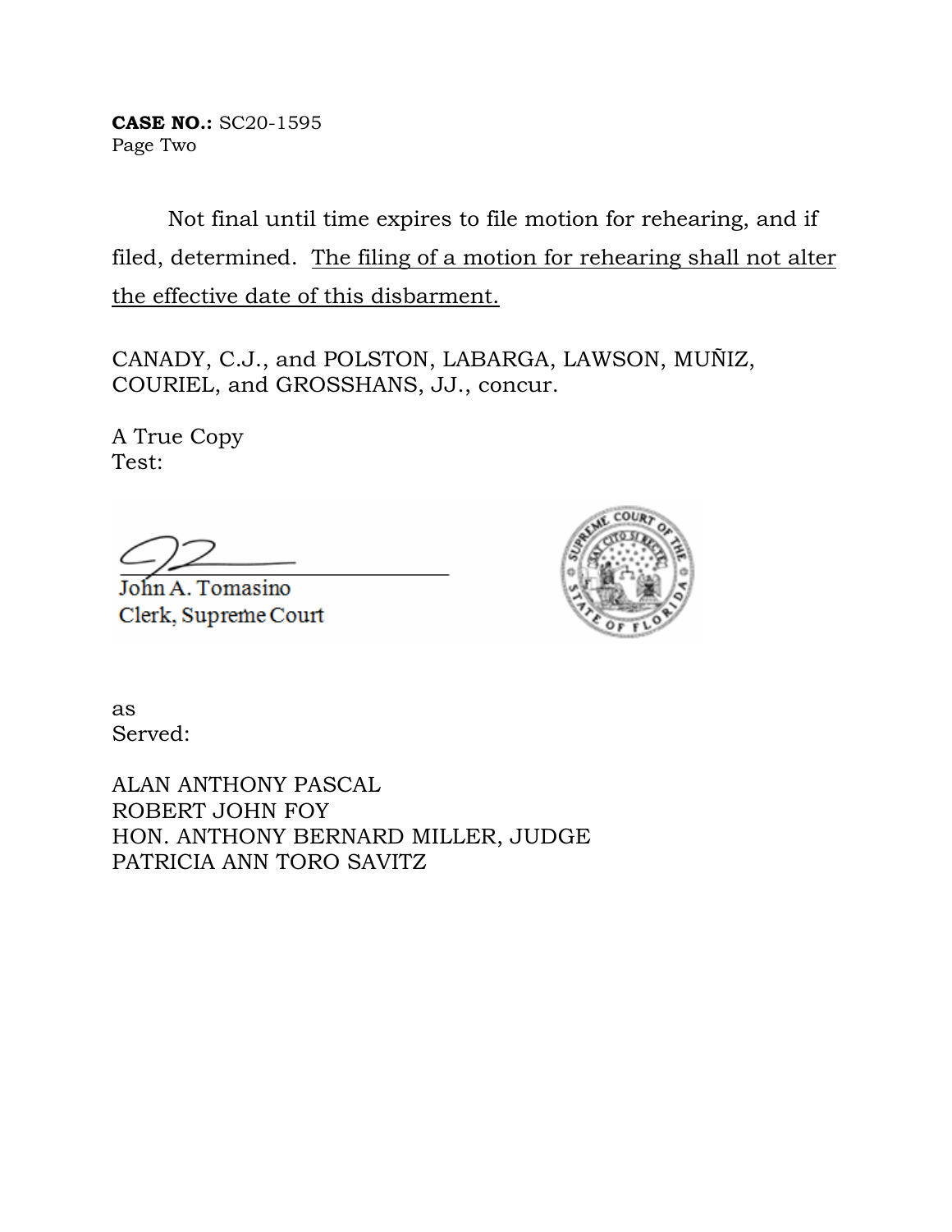**CASE NO.:** SC20-1595
Page Two

Not final until time expires to file motion for rehearing, and if filed, determined. The filing of a motion for rehearing shall not alter the effective date of this disbarment.

CANADY, C.J., and POLSTON, LABARGA, LAWSON, MUÑIZ, COURIEL, and GROSSHANS, JJ., concur.

A True Copy
Test:

John A. Tomasino
Clerk, Supreme Court

as
Served:

ALAN ANTHONY PASCAL
ROBERT JOHN FOY
HON. ANTHONY BERNARD MILLER, JUDGE
PATRICIA ANN TORO SAVITZ